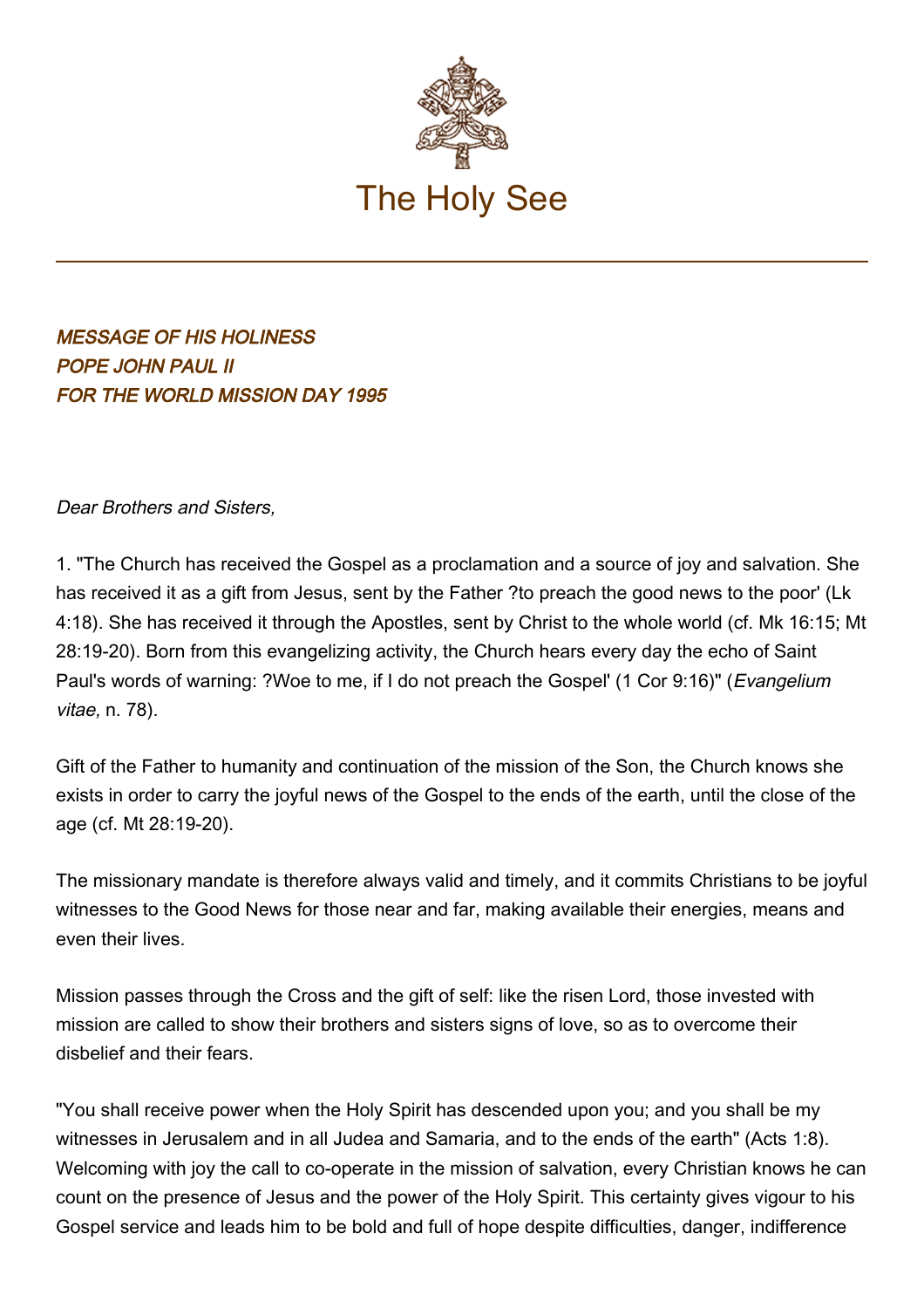The Holy See

*MESSAGE OF HIS HOLINESS*
*POPE JOHN PAUL II*
*FOR THE WORLD MISSION DAY 1995*

*Dear Brothers and Sisters,*

1. "The Church has received the Gospel as a proclamation and a source of joy and salvation. She has received it as a gift from Jesus, sent by the Father ?to preach the good news to the poor' (Lk 4:18). She has received it through the Apostles, sent by Christ to the whole world (cf. Mk 16:15; Mt 28:19-20). Born from this evangelizing activity, the Church hears every day the echo of Saint Paul's words of warning: ?Woe to me, if I do not preach the Gospel' (1 Cor 9:16)" (*Evangelium vitae,* n. 78).

Gift of the Father to humanity and continuation of the mission of the Son, the Church knows she exists in order to carry the joyful news of the Gospel to the ends of the earth, until the close of the age (cf. Mt 28:19-20).

The missionary mandate is therefore always valid and timely, and it commits Christians to be joyful witnesses to the Good News for those near and far, making available their energies, means and even their lives.

Mission passes through the Cross and the gift of self: like the risen Lord, those invested with mission are called to show their brothers and sisters signs of love, so as to overcome their disbelief and their fears.

"You shall receive power when the Holy Spirit has descended upon you; and you shall be my witnesses in Jerusalem and in all Judea and Samaria, and to the ends of the earth" (Acts 1:8). Welcoming with joy the call to co-operate in the mission of salvation, every Christian knows he can count on the presence of Jesus and the power of the Holy Spirit. This certainty gives vigour to his Gospel service and leads him to be bold and full of hope despite difficulties, danger, indifference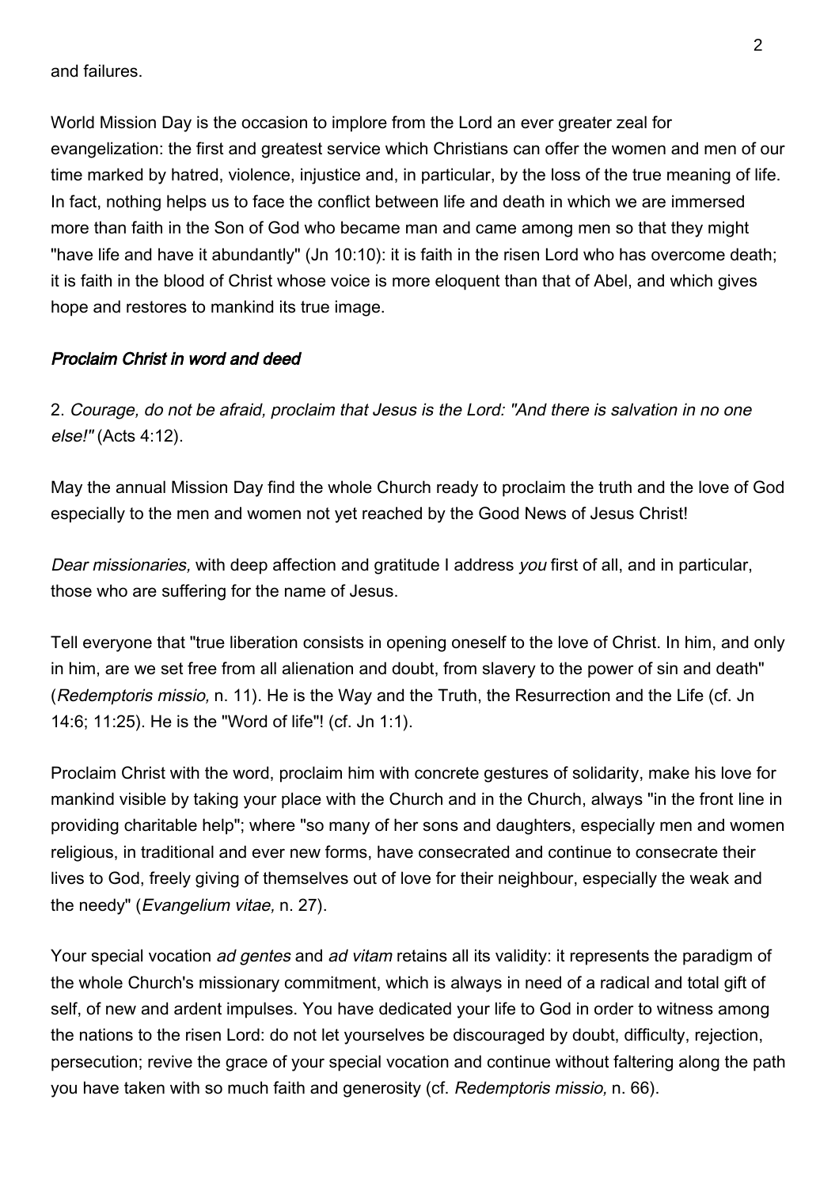and failures.

World Mission Day is the occasion to implore from the Lord an ever greater zeal for evangelization: the first and greatest service which Christians can offer the women and men of our time marked by hatred, violence, injustice and, in particular, by the loss of the true meaning of life. In fact, nothing helps us to face the conflict between life and death in which we are immersed more than faith in the Son of God who became man and came among men so that they might "have life and have it abundantly" (Jn 10:10): it is faith in the risen Lord who has overcome death; it is faith in the blood of Christ whose voice is more eloquent than that of Abel, and which gives hope and restores to mankind its true image.

### *Proclaim Christ in word and deed*

2. *Courage, do not be afraid, proclaim that Jesus is the Lord: "And there is salvation in no one else!"* (Acts 4:12).

May the annual Mission Day find the whole Church ready to proclaim the truth and the love of God especially to the men and women not yet reached by the Good News of Jesus Christ!

*Dear missionaries,* with deep affection and gratitude I address *you* first of all, and in particular, those who are suffering for the name of Jesus.

Tell everyone that "true liberation consists in opening oneself to the love of Christ. In him, and only in him, are we set free from all alienation and doubt, from slavery to the power of sin and death" (*Redemptoris missio,* n. 11). He is the Way and the Truth, the Resurrection and the Life (cf. Jn 14:6; 11:25). He is the "Word of life"! (cf. Jn 1:1).

Proclaim Christ with the word, proclaim him with concrete gestures of solidarity, make his love for mankind visible by taking your place with the Church and in the Church, always "in the front line in providing charitable help"; where "so many of her sons and daughters, especially men and women religious, in traditional and ever new forms, have consecrated and continue to consecrate their lives to God, freely giving of themselves out of love for their neighbour, especially the weak and the needy" (*Evangelium vitae,* n. 27).

Your special vocation *ad gentes* and *ad vitam* retains all its validity: it represents the paradigm of the whole Church's missionary commitment, which is always in need of a radical and total gift of self, of new and ardent impulses. You have dedicated your life to God in order to witness among the nations to the risen Lord: do not let yourselves be discouraged by doubt, difficulty, rejection, persecution; revive the grace of your special vocation and continue without faltering along the path you have taken with so much faith and generosity (cf. *Redemptoris missio,* n. 66).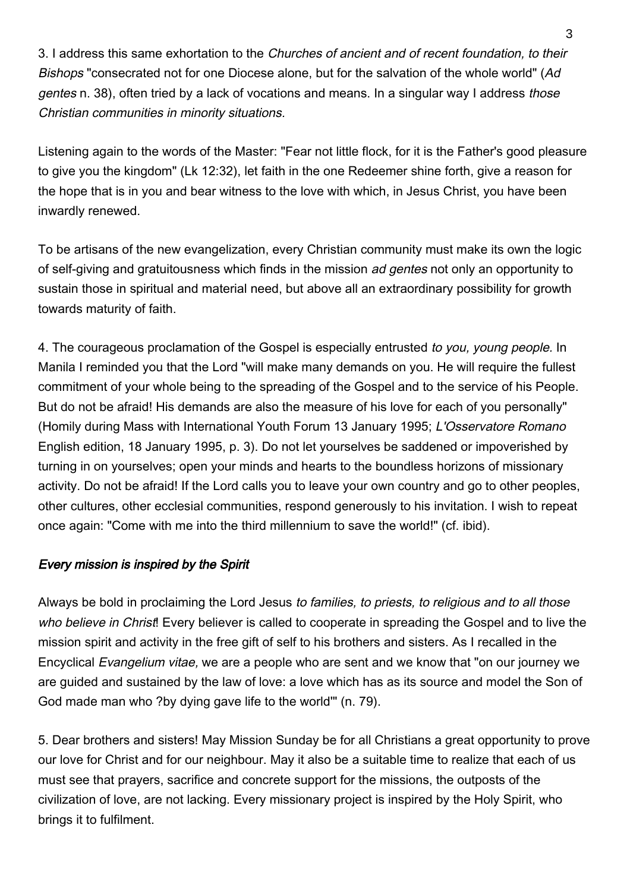3. I address this same exhortation to the *Churches of ancient and of recent foundation, to their Bishops* "consecrated not for one Diocese alone, but for the salvation of the whole world" (*Ad gentes* n. 38), often tried by a lack of vocations and means. In a singular way I address *those Christian communities in minority situations.*

Listening again to the words of the Master: "Fear not little flock, for it is the Father's good pleasure to give you the kingdom" (Lk 12:32), let faith in the one Redeemer shine forth, give a reason for the hope that is in you and bear witness to the love with which, in Jesus Christ, you have been inwardly renewed.

To be artisans of the new evangelization, every Christian community must make its own the logic of self-giving and gratuitousness which finds in the mission *ad gentes* not only an opportunity to sustain those in spiritual and material need, but above all an extraordinary possibility for growth towards maturity of faith.

4. The courageous proclamation of the Gospel is especially entrusted *to you, young people.* In Manila I reminded you that the Lord "will make many demands on you. He will require the fullest commitment of your whole being to the spreading of the Gospel and to the service of his People. But do not be afraid! His demands are also the measure of his love for each of you personally" (Homily during Mass with International Youth Forum 13 January 1995; *L'Osservatore Romano* English edition, 18 January 1995, p. 3). Do not let yourselves be saddened or impoverished by turning in on yourselves; open your minds and hearts to the boundless horizons of missionary activity. Do not be afraid! If the Lord calls you to leave your own country and go to other peoples, other cultures, other ecclesial communities, respond generously to his invitation. I wish to repeat once again: "Come with me into the third millennium to save the world!" (cf. ibid).

### *Every mission is inspired by the Spirit*

Always be bold in proclaiming the Lord Jesus *to families, to priests, to religious and to all those who believe in Christ*! Every believer is called to cooperate in spreading the Gospel and to live the mission spirit and activity in the free gift of self to his brothers and sisters. As I recalled in the Encyclical *Evangelium vitae,* we are a people who are sent and we know that "on our journey we are guided and sustained by the law of love: a love which has as its source and model the Son of God made man who ?by dying gave life to the world'" (n. 79).

5. Dear brothers and sisters! May Mission Sunday be for all Christians a great opportunity to prove our love for Christ and for our neighbour. May it also be a suitable time to realize that each of us must see that prayers, sacrifice and concrete support for the missions, the outposts of the civilization of love, are not lacking. Every missionary project is inspired by the Holy Spirit, who brings it to fulfilment.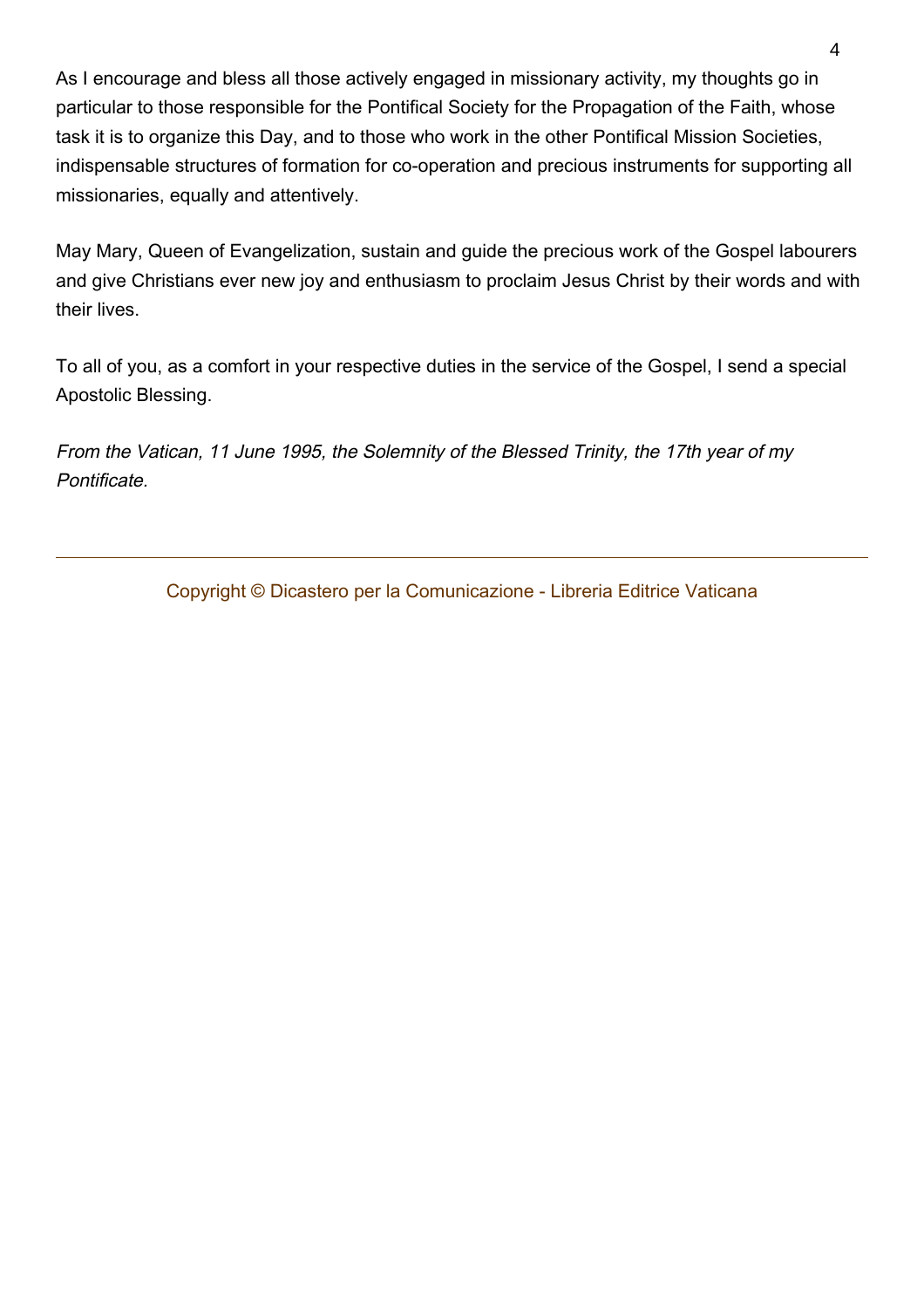As I encourage and bless all those actively engaged in missionary activity, my thoughts go in particular to those responsible for the Pontifical Society for the Propagation of the Faith, whose task it is to organize this Day, and to those who work in the other Pontifical Mission Societies, indispensable structures of formation for co-operation and precious instruments for supporting all missionaries, equally and attentively.

May Mary, Queen of Evangelization, sustain and guide the precious work of the Gospel labourers and give Christians ever new joy and enthusiasm to proclaim Jesus Christ by their words and with their lives.

To all of you, as a comfort in your respective duties in the service of the Gospel, I send a special Apostolic Blessing.

*From the Vatican, 11 June 1995, the Solemnity of the Blessed Trinity, the 17th year of my Pontificate.*

---

Copyright © Dicastero per la Comunicazione - Libreria Editrice Vaticana